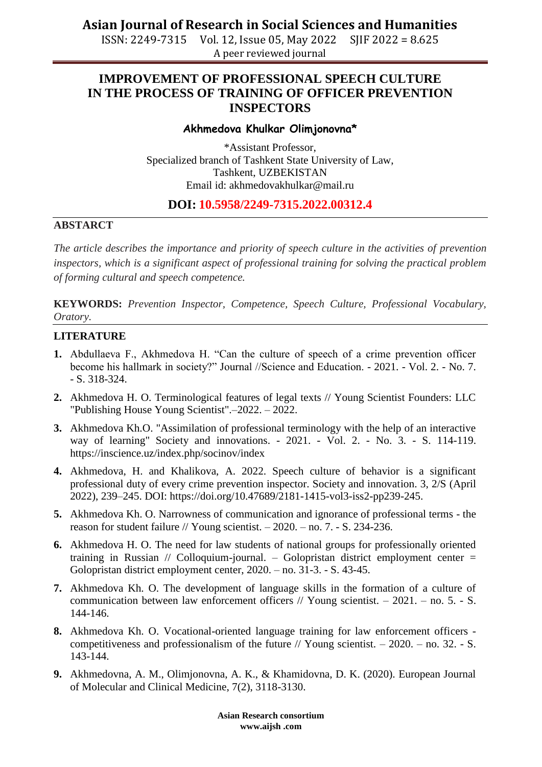# IMPROVEMENT OF PROFESSIONAL SPEECH CULTURE IN THE PROCESS OF TRAINING OF OFFICER PREVENTION INSPECTORS

**Akhmedova Khulkar Olimjonovna***

*Assistant Professor,
Specialized branch of Tashkent State University of Law,
Tashkent, UZBEKISTAN
Email id: akhmedovakhulkar@mail.ru

**DOI: 10.5958/2249-7315.2022.00312.4**

## ABSTARCT

*The article describes the importance and priority of speech culture in the activities of prevention inspectors, which is a significant aspect of professional training for solving the practical problem of forming cultural and speech competence.*

**KEYWORDS:** *Prevention Inspector, Competence, Speech Culture, Professional Vocabulary, Oratory.*

## LITERATURE

1. Abdullaeva F., Akhmedova H. "Can the culture of speech of a crime prevention officer become his hallmark in society?" Journal //Science and Education. - 2021. - Vol. 2. - No. 7. - S. 318-324.
2. Akhmedova H. O. Terminological features of legal texts // Young Scientist Founders: LLC "Publishing House Young Scientist".–2022. – 2022.
3. Akhmedova Kh.O. "Assimilation of professional terminology with the help of an interactive way of learning" Society and innovations. - 2021. - Vol. 2. - No. 3. - S. 114-119. https://inscience.uz/index.php/socinov/index
4. Akhmedova, H. and Khalikova, A. 2022. Speech culture of behavior is a significant professional duty of every crime prevention inspector. Society and innovation. 3, 2/S (April 2022), 239–245. DOI: https://doi.org/10.47689/2181-1415-vol3-iss2-pp239-245.
5. Akhmedova Kh. O. Narrowness of communication and ignorance of professional terms - the reason for student failure // Young scientist. – 2020. – no. 7. - S. 234-236.
6. Akhmedova H. O. The need for law students of national groups for professionally oriented training in Russian // Colloquium-journal. – Golopristan district employment center = Golopristan district employment center, 2020. – no. 31-3. - S. 43-45.
7. Akhmedova Kh. O. The development of language skills in the formation of a culture of communication between law enforcement officers // Young scientist. – 2021. – no. 5. - S. 144-146.
8. Akhmedova Kh. O. Vocational-oriented language training for law enforcement officers - competitiveness and professionalism of the future // Young scientist. – 2020. – no. 32. - S. 143-144.
9. Akhmedovna, A. M., Olimjonovna, A. K., & Khamidovna, D. K. (2020). European Journal of Molecular and Clinical Medicine, 7(2), 3118-3130.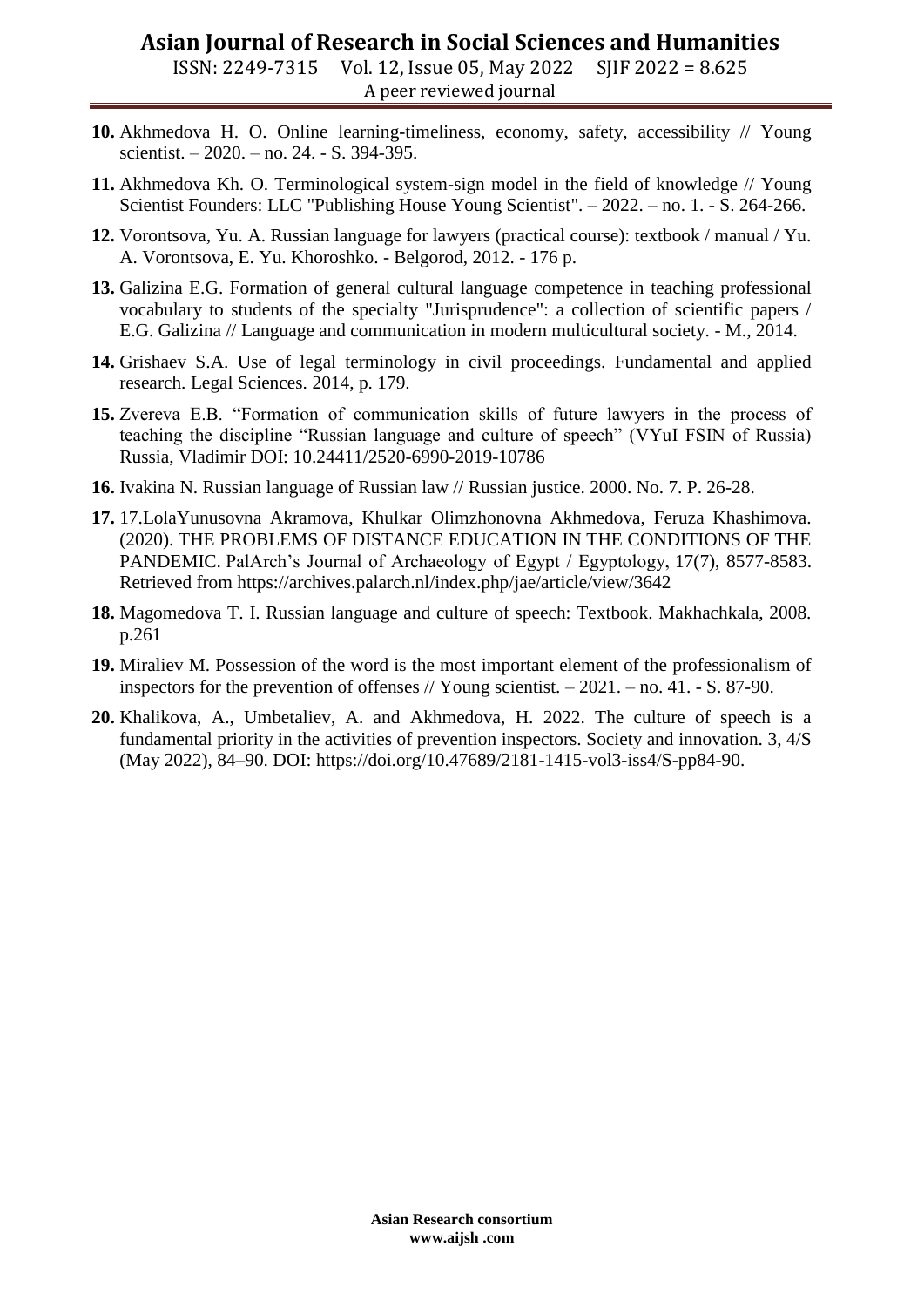10. Akhmedova H. O. Online learning-timeliness, economy, safety, accessibility // Young scientist. – 2020. – no. 24. - S. 394-395.
11. Akhmedova Kh. O. Terminological system-sign model in the field of knowledge // Young Scientist Founders: LLC "Publishing House Young Scientist". – 2022. – no. 1. - S. 264-266.
12. Vorontsova, Yu. A. Russian language for lawyers (practical course): textbook / manual / Yu. A. Vorontsova, E. Yu. Khoroshko. - Belgorod, 2012. - 176 p.
13. Galizina E.G. Formation of general cultural language competence in teaching professional vocabulary to students of the specialty "Jurisprudence": a collection of scientific papers / E.G. Galizina // Language and communication in modern multicultural society. - M., 2014.
14. Grishaev S.A. Use of legal terminology in civil proceedings. Fundamental and applied research. Legal Sciences. 2014, p. 179.
15. Zvereva E.B. "Formation of communication skills of future lawyers in the process of teaching the discipline "Russian language and culture of speech" (VYuI FSIN of Russia) Russia, Vladimir DOI: 10.24411/2520-6990-2019-10786
16. Ivakina N. Russian language of Russian law // Russian justice. 2000. No. 7. P. 26-28.
17. 17.LolaYunusovna Akramova, Khulkar Olimzhonovna Akhmedova, Feruza Khashimova. (2020). THE PROBLEMS OF DISTANCE EDUCATION IN THE CONDITIONS OF THE PANDEMIC. PalArch's Journal of Archaeology of Egypt / Egyptology, 17(7), 8577-8583. Retrieved from https://archives.palarch.nl/index.php/jae/article/view/3642
18. Magomedova T. I. Russian language and culture of speech: Textbook. Makhachkala, 2008. p.261
19. Miraliev M. Possession of the word is the most important element of the professionalism of inspectors for the prevention of offenses // Young scientist. – 2021. – no. 41. - S. 87-90.
20. Khalikova, A., Umbetaliev, A. and Akhmedova, H. 2022. The culture of speech is a fundamental priority in the activities of prevention inspectors. Society and innovation. 3, 4/S (May 2022), 84–90. DOI: https://doi.org/10.47689/2181-1415-vol3-iss4/S-pp84-90.